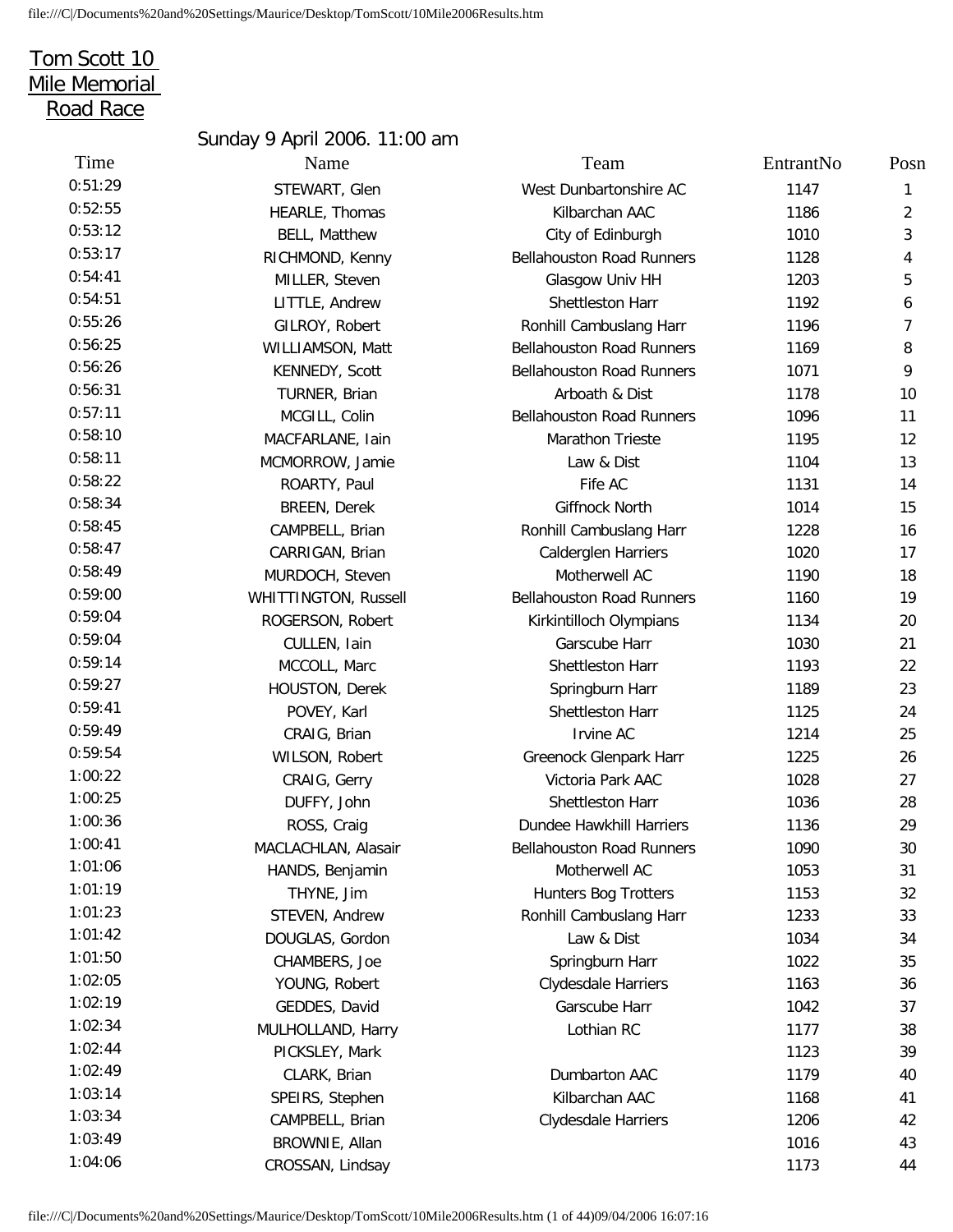# Tom Scott 10 Mile Memorial Road Race

Sunday 9 April 2006. 11:00 am

| Time | Name | Team | EntrantNo | Posn |
|---|---|---|---|---|
| 0:51:29 | STEWART, Glen | West Dunbartonshire AC | 1147 | 1 |
| 0:52:55 | HEARLE, Thomas | Kilbarchan AAC | 1186 | 2 |
| 0:53:12 | BELL, Matthew | City of Edinburgh | 1010 | 3 |
| 0:53:17 | RICHMOND, Kenny | Bellahouston Road Runners | 1128 | 4 |
| 0:54:41 | MILLER, Steven | Glasgow Univ HH | 1203 | 5 |
| 0:54:51 | LITTLE, Andrew | Shettleston Harr | 1192 | 6 |
| 0:55:26 | GILROY, Robert | Ronhill Cambuslang Harr | 1196 | 7 |
| 0:56:25 | WILLIAMSON, Matt | Bellahouston Road Runners | 1169 | 8 |
| 0:56:26 | KENNEDY, Scott | Bellahouston Road Runners | 1071 | 9 |
| 0:56:31 | TURNER, Brian | Arboath & Dist | 1178 | 10 |
| 0:57:11 | MCGILL, Colin | Bellahouston Road Runners | 1096 | 11 |
| 0:58:10 | MACFARLANE, Iain | Marathon Trieste | 1195 | 12 |
| 0:58:11 | MCMORROW, Jamie | Law & Dist | 1104 | 13 |
| 0:58:22 | ROARTY, Paul | Fife AC | 1131 | 14 |
| 0:58:34 | BREEN, Derek | Giffnock North | 1014 | 15 |
| 0:58:45 | CAMPBELL, Brian | Ronhill Cambuslang Harr | 1228 | 16 |
| 0:58:47 | CARRIGAN, Brian | Calderglen Harriers | 1020 | 17 |
| 0:58:49 | MURDOCH, Steven | Motherwell AC | 1190 | 18 |
| 0:59:00 | WHITTINGTON, Russell | Bellahouston Road Runners | 1160 | 19 |
| 0:59:04 | ROGERSON, Robert | Kirkintilloch Olympians | 1134 | 20 |
| 0:59:04 | CULLEN, Iain | Garscube Harr | 1030 | 21 |
| 0:59:14 | MCCOLL, Marc | Shettleston Harr | 1193 | 22 |
| 0:59:27 | HOUSTON, Derek | Springburn Harr | 1189 | 23 |
| 0:59:41 | POVEY, Karl | Shettleston Harr | 1125 | 24 |
| 0:59:49 | CRAIG, Brian | Irvine AC | 1214 | 25 |
| 0:59:54 | WILSON, Robert | Greenock Glenpark Harr | 1225 | 26 |
| 1:00:22 | CRAIG, Gerry | Victoria Park AAC | 1028 | 27 |
| 1:00:25 | DUFFY, John | Shettleston Harr | 1036 | 28 |
| 1:00:36 | ROSS, Craig | Dundee Hawkhill Harriers | 1136 | 29 |
| 1:00:41 | MACLACHLAN, Alasair | Bellahouston Road Runners | 1090 | 30 |
| 1:01:06 | HANDS, Benjamin | Motherwell AC | 1053 | 31 |
| 1:01:19 | THYNE, Jim | Hunters Bog Trotters | 1153 | 32 |
| 1:01:23 | STEVEN, Andrew | Ronhill Cambuslang Harr | 1233 | 33 |
| 1:01:42 | DOUGLAS, Gordon | Law & Dist | 1034 | 34 |
| 1:01:50 | CHAMBERS, Joe | Springburn Harr | 1022 | 35 |
| 1:02:05 | YOUNG, Robert | Clydesdale Harriers | 1163 | 36 |
| 1:02:19 | GEDDES, David | Garscube Harr | 1042 | 37 |
| 1:02:34 | MULHOLLAND, Harry | Lothian RC | 1177 | 38 |
| 1:02:44 | PICKSLEY, Mark | | 1123 | 39 |
| 1:02:49 | CLARK, Brian | Dumbarton AAC | 1179 | 40 |
| 1:03:14 | SPEIRS, Stephen | Kilbarchan AAC | 1168 | 41 |
| 1:03:34 | CAMPBELL, Brian | Clydesdale Harriers | 1206 | 42 |
| 1:03:49 | BROWNIE, Allan | | 1016 | 43 |
| 1:04:06 | CROSSAN, Lindsay | | 1173 | 44 |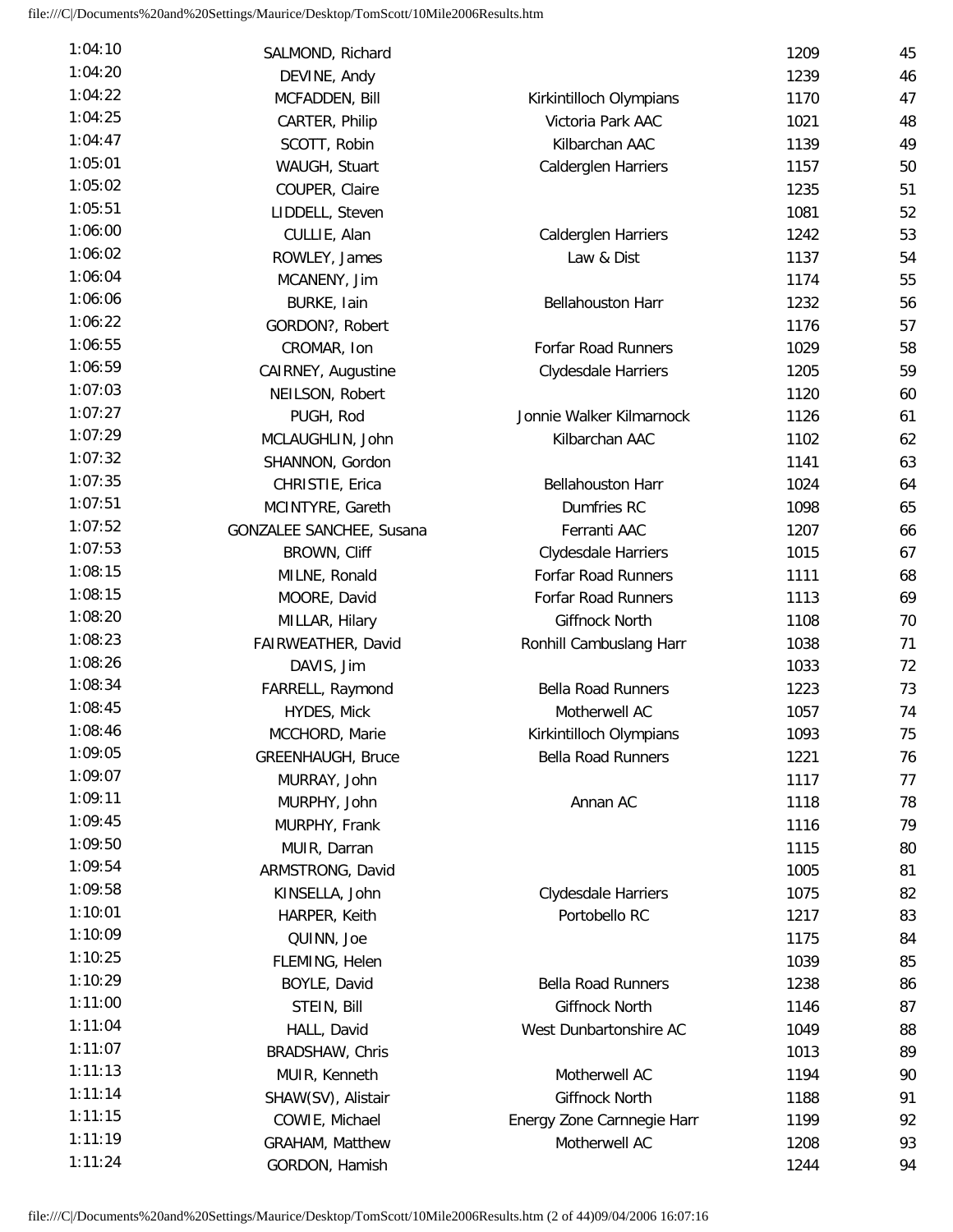| | | | | |
|---|---|---|---|---|
| 1:04:10 | SALMOND, Richard | | 1209 | 45 |
| 1:04:20 | DEVINE, Andy | | 1239 | 46 |
| 1:04:22 | MCFADDEN, Bill | Kirkintilloch Olympians | 1170 | 47 |
| 1:04:25 | CARTER, Philip | Victoria Park AAC | 1021 | 48 |
| 1:04:47 | SCOTT, Robin | Kilbarchan AAC | 1139 | 49 |
| 1:05:01 | WAUGH, Stuart | Calderglen Harriers | 1157 | 50 |
| 1:05:02 | COUPER, Claire | | 1235 | 51 |
| 1:05:51 | LIDDELL, Steven | | 1081 | 52 |
| 1:06:00 | CULLIE, Alan | Calderglen Harriers | 1242 | 53 |
| 1:06:02 | ROWLEY, James | Law & Dist | 1137 | 54 |
| 1:06:04 | MCANENY, Jim | | 1174 | 55 |
| 1:06:06 | BURKE, Iain | Bellahouston Harr | 1232 | 56 |
| 1:06:22 | GORDON?, Robert | | 1176 | 57 |
| 1:06:55 | CROMAR, Ion | Forfar Road Runners | 1029 | 58 |
| 1:06:59 | CAIRNEY, Augustine | Clydesdale Harriers | 1205 | 59 |
| 1:07:03 | NEILSON, Robert | | 1120 | 60 |
| 1:07:27 | PUGH, Rod | Jonnie Walker Kilmarnock | 1126 | 61 |
| 1:07:29 | MCLAUGHLIN, John | Kilbarchan AAC | 1102 | 62 |
| 1:07:32 | SHANNON, Gordon | | 1141 | 63 |
| 1:07:35 | CHRISTIE, Erica | Bellahouston Harr | 1024 | 64 |
| 1:07:51 | MCINTYRE, Gareth | Dumfries RC | 1098 | 65 |
| 1:07:52 | GONZALEE SANCHEE, Susana | Ferranti AAC | 1207 | 66 |
| 1:07:53 | BROWN, Cliff | Clydesdale Harriers | 1015 | 67 |
| 1:08:15 | MILNE, Ronald | Forfar Road Runners | 1111 | 68 |
| 1:08:15 | MOORE, David | Forfar Road Runners | 1113 | 69 |
| 1:08:20 | MILLAR, Hilary | Giffnock North | 1108 | 70 |
| 1:08:23 | FAIRWEATHER, David | Ronhill Cambuslang Harr | 1038 | 71 |
| 1:08:26 | DAVIS, Jim | | 1033 | 72 |
| 1:08:34 | FARRELL, Raymond | Bella Road Runners | 1223 | 73 |
| 1:08:45 | HYDES, Mick | Motherwell AC | 1057 | 74 |
| 1:08:46 | MCCHORD, Marie | Kirkintilloch Olympians | 1093 | 75 |
| 1:09:05 | GREENHAUGH, Bruce | Bella Road Runners | 1221 | 76 |
| 1:09:07 | MURRAY, John | | 1117 | 77 |
| 1:09:11 | MURPHY, John | Annan AC | 1118 | 78 |
| 1:09:45 | MURPHY, Frank | | 1116 | 79 |
| 1:09:50 | MUIR, Darran | | 1115 | 80 |
| 1:09:54 | ARMSTRONG, David | | 1005 | 81 |
| 1:09:58 | KINSELLA, John | Clydesdale Harriers | 1075 | 82 |
| 1:10:01 | HARPER, Keith | Portobello RC | 1217 | 83 |
| 1:10:09 | QUINN, Joe | | 1175 | 84 |
| 1:10:25 | FLEMING, Helen | | 1039 | 85 |
| 1:10:29 | BOYLE, David | Bella Road Runners | 1238 | 86 |
| 1:11:00 | STEIN, Bill | Giffnock North | 1146 | 87 |
| 1:11:04 | HALL, David | West Dunbartonshire AC | 1049 | 88 |
| 1:11:07 | BRADSHAW, Chris | | 1013 | 89 |
| 1:11:13 | MUIR, Kenneth | Motherwell AC | 1194 | 90 |
| 1:11:14 | SHAW(SV), Alistair | Giffnock North | 1188 | 91 |
| 1:11:15 | COWIE, Michael | Energy Zone Carnnegie Harr | 1199 | 92 |
| 1:11:19 | GRAHAM, Matthew | Motherwell AC | 1208 | 93 |
| 1:11:24 | GORDON, Hamish | | 1244 | 94 |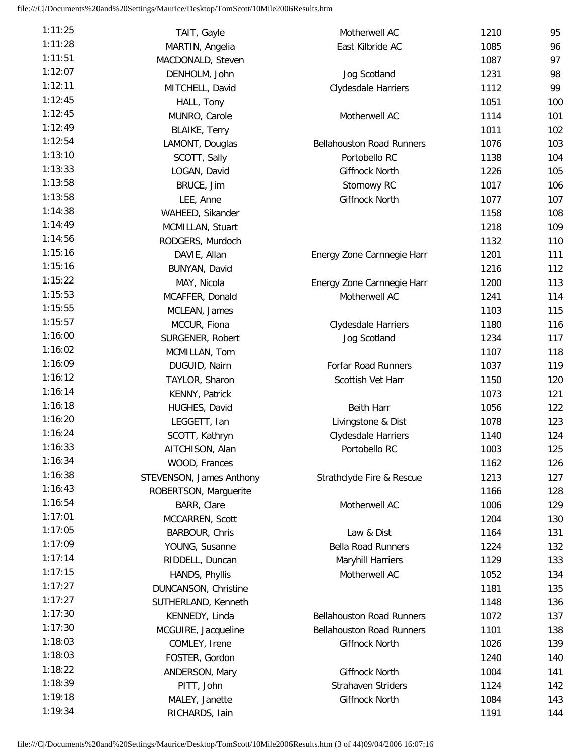| Time | Name | Club | Number | Position |
|---|---|---|---|---|
| 1:11:25 | TAIT, Gayle | Motherwell AC | 1210 | 95 |
| 1:11:28 | MARTIN, Angelia | East Kilbride AC | 1085 | 96 |
| 1:11:51 | MACDONALD, Steven | | 1087 | 97 |
| 1:12:07 | DENHOLM, John | Jog Scotland | 1231 | 98 |
| 1:12:11 | MITCHELL, David | Clydesdale Harriers | 1112 | 99 |
| 1:12:45 | HALL, Tony | | 1051 | 100 |
| 1:12:45 | MUNRO, Carole | Motherwell AC | 1114 | 101 |
| 1:12:49 | BLAIKE, Terry | | 1011 | 102 |
| 1:12:54 | LAMONT, Douglas | Bellahouston Road Runners | 1076 | 103 |
| 1:13:10 | SCOTT, Sally | Portobello RC | 1138 | 104 |
| 1:13:33 | LOGAN, David | Giffnock North | 1226 | 105 |
| 1:13:58 | BRUCE, Jim | Stornowy RC | 1017 | 106 |
| 1:13:58 | LEE, Anne | Giffnock North | 1077 | 107 |
| 1:14:38 | WAHEED, Sikander | | 1158 | 108 |
| 1:14:49 | MCMILLAN, Stuart | | 1218 | 109 |
| 1:14:56 | RODGERS, Murdoch | | 1132 | 110 |
| 1:15:16 | DAVIE, Allan | Energy Zone Carnnegie Harr | 1201 | 111 |
| 1:15:16 | BUNYAN, David | | 1216 | 112 |
| 1:15:22 | MAY, Nicola | Energy Zone Carnnegie Harr | 1200 | 113 |
| 1:15:53 | MCAFFER, Donald | Motherwell AC | 1241 | 114 |
| 1:15:55 | MCLEAN, James | | 1103 | 115 |
| 1:15:57 | MCCUR, Fiona | Clydesdale Harriers | 1180 | 116 |
| 1:16:00 | SURGENER, Robert | Jog Scotland | 1234 | 117 |
| 1:16:02 | MCMILLAN, Tom | | 1107 | 118 |
| 1:16:09 | DUGUID, Nairn | Forfar Road Runners | 1037 | 119 |
| 1:16:12 | TAYLOR, Sharon | Scottish Vet Harr | 1150 | 120 |
| 1:16:14 | KENNY, Patrick | | 1073 | 121 |
| 1:16:18 | HUGHES, David | Beith Harr | 1056 | 122 |
| 1:16:20 | LEGGETT, Ian | Livingstone & Dist | 1078 | 123 |
| 1:16:24 | SCOTT, Kathryn | Clydesdale Harriers | 1140 | 124 |
| 1:16:33 | AITCHISON, Alan | Portobello RC | 1003 | 125 |
| 1:16:34 | WOOD, Frances | | 1162 | 126 |
| 1:16:38 | STEVENSON, James Anthony | Strathclyde Fire & Rescue | 1213 | 127 |
| 1:16:43 | ROBERTSON, Marguerite | | 1166 | 128 |
| 1:16:54 | BARR, Clare | Motherwell AC | 1006 | 129 |
| 1:17:01 | MCCARREN, Scott | | 1204 | 130 |
| 1:17:05 | BARBOUR, Chris | Law & Dist | 1164 | 131 |
| 1:17:09 | YOUNG, Susanne | Bella Road Runners | 1224 | 132 |
| 1:17:14 | RIDDELL, Duncan | Maryhill Harriers | 1129 | 133 |
| 1:17:15 | HANDS, Phyllis | Motherwell AC | 1052 | 134 |
| 1:17:27 | DUNCANSON, Christine | | 1181 | 135 |
| 1:17:27 | SUTHERLAND, Kenneth | | 1148 | 136 |
| 1:17:30 | KENNEDY, Linda | Bellahouston Road Runners | 1072 | 137 |
| 1:17:30 | MCGUIRE, Jacqueline | Bellahouston Road Runners | 1101 | 138 |
| 1:18:03 | COMLEY, Irene | Giffnock North | 1026 | 139 |
| 1:18:03 | FOSTER, Gordon | | 1240 | 140 |
| 1:18:22 | ANDERSON, Mary | Giffnock North | 1004 | 141 |
| 1:18:39 | PITT, John | Strahaven Striders | 1124 | 142 |
| 1:19:18 | MALEY, Janette | Giffnock North | 1084 | 143 |
| 1:19:34 | RICHARDS, Iain | | 1191 | 144 |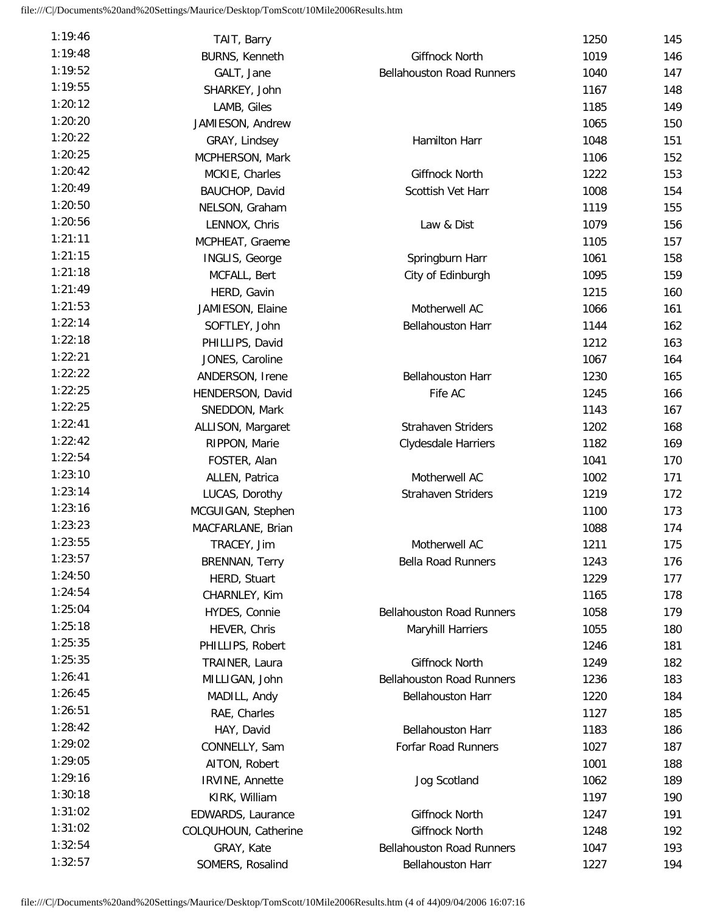| | | | | |
|---|---|---|---|---|
| 1:19:46 | TAIT, Barry | | 1250 | 145 |
| 1:19:48 | BURNS, Kenneth | Giffnock North | 1019 | 146 |
| 1:19:52 | GALT, Jane | Bellahouston Road Runners | 1040 | 147 |
| 1:19:55 | SHARKEY, John | | 1167 | 148 |
| 1:20:12 | LAMB, Giles | | 1185 | 149 |
| 1:20:20 | JAMIESON, Andrew | | 1065 | 150 |
| 1:20:22 | GRAY, Lindsey | Hamilton Harr | 1048 | 151 |
| 1:20:25 | MCPHERSON, Mark | | 1106 | 152 |
| 1:20:42 | MCKIE, Charles | Giffnock North | 1222 | 153 |
| 1:20:49 | BAUCHOP, David | Scottish Vet Harr | 1008 | 154 |
| 1:20:50 | NELSON, Graham | | 1119 | 155 |
| 1:20:56 | LENNOX, Chris | Law & Dist | 1079 | 156 |
| 1:21:11 | MCPHEAT, Graeme | | 1105 | 157 |
| 1:21:15 | INGLIS, George | Springburn Harr | 1061 | 158 |
| 1:21:18 | MCFALL, Bert | City of Edinburgh | 1095 | 159 |
| 1:21:49 | HERD, Gavin | | 1215 | 160 |
| 1:21:53 | JAMIESON, Elaine | Motherwell AC | 1066 | 161 |
| 1:22:14 | SOFTLEY, John | Bellahouston Harr | 1144 | 162 |
| 1:22:18 | PHILLIPS, David | | 1212 | 163 |
| 1:22:21 | JONES, Caroline | | 1067 | 164 |
| 1:22:22 | ANDERSON, Irene | Bellahouston Harr | 1230 | 165 |
| 1:22:25 | HENDERSON, David | Fife AC | 1245 | 166 |
| 1:22:25 | SNEDDON, Mark | | 1143 | 167 |
| 1:22:41 | ALLISON, Margaret | Strahaven Striders | 1202 | 168 |
| 1:22:42 | RIPPON, Marie | Clydesdale Harriers | 1182 | 169 |
| 1:22:54 | FOSTER, Alan | | 1041 | 170 |
| 1:23:10 | ALLEN, Patrica | Motherwell AC | 1002 | 171 |
| 1:23:14 | LUCAS, Dorothy | Strahaven Striders | 1219 | 172 |
| 1:23:16 | MCGUIGAN, Stephen | | 1100 | 173 |
| 1:23:23 | MACFARLANE, Brian | | 1088 | 174 |
| 1:23:55 | TRACEY, Jim | Motherwell AC | 1211 | 175 |
| 1:23:57 | BRENNAN, Terry | Bella Road Runners | 1243 | 176 |
| 1:24:50 | HERD, Stuart | | 1229 | 177 |
| 1:24:54 | CHARNLEY, Kim | | 1165 | 178 |
| 1:25:04 | HYDES, Connie | Bellahouston Road Runners | 1058 | 179 |
| 1:25:18 | HEVER, Chris | Maryhill Harriers | 1055 | 180 |
| 1:25:35 | PHILLIPS, Robert | | 1246 | 181 |
| 1:25:35 | TRAINER, Laura | Giffnock North | 1249 | 182 |
| 1:26:41 | MILLIGAN, John | Bellahouston Road Runners | 1236 | 183 |
| 1:26:45 | MADILL, Andy | Bellahouston Harr | 1220 | 184 |
| 1:26:51 | RAE, Charles | | 1127 | 185 |
| 1:28:42 | HAY, David | Bellahouston Harr | 1183 | 186 |
| 1:29:02 | CONNELLY, Sam | Forfar Road Runners | 1027 | 187 |
| 1:29:05 | AITON, Robert | | 1001 | 188 |
| 1:29:16 | IRVINE, Annette | Jog Scotland | 1062 | 189 |
| 1:30:18 | KIRK, William | | 1197 | 190 |
| 1:31:02 | EDWARDS, Laurance | Giffnock North | 1247 | 191 |
| 1:31:02 | COLQUHOUN, Catherine | Giffnock North | 1248 | 192 |
| 1:32:54 | GRAY, Kate | Bellahouston Road Runners | 1047 | 193 |
| 1:32:57 | SOMERS, Rosalind | Bellahouston Harr | 1227 | 194 |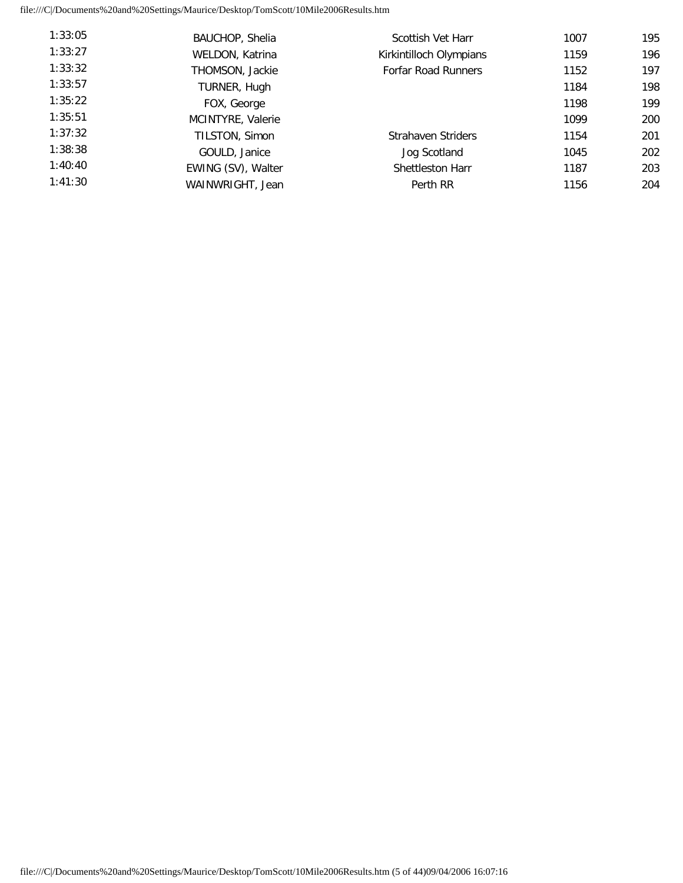| | | | | |
|---|---|---|---|---|
| 1:33:05 | BAUCHOP, Shelia | Scottish Vet Harr | 1007 | 195 |
| 1:33:27 | WELDON, Katrina | Kirkintilloch Olympians | 1159 | 196 |
| 1:33:32 | THOMSON, Jackie | Forfar Road Runners | 1152 | 197 |
| 1:33:57 | TURNER, Hugh | | 1184 | 198 |
| 1:35:22 | FOX, George | | 1198 | 199 |
| 1:35:51 | MCINTYRE, Valerie | | 1099 | 200 |
| 1:37:32 | TILSTON, Simon | Strahaven Striders | 1154 | 201 |
| 1:38:38 | GOULD, Janice | Jog Scotland | 1045 | 202 |
| 1:40:40 | EWING (SV), Walter | Shettleston Harr | 1187 | 203 |
| 1:41:30 | WAINWRIGHT, Jean | Perth RR | 1156 | 204 |